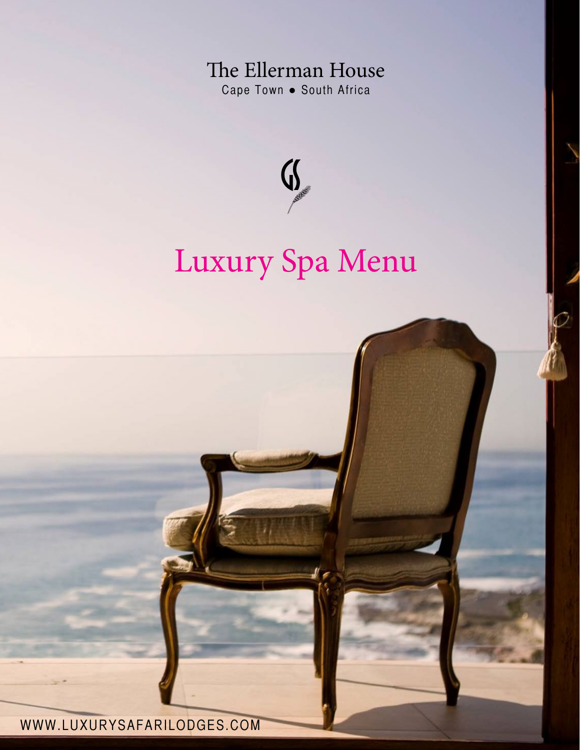The Ellerman House

Cape Town ● South Africa

# Luxury Spa Menu

WWW.LUXURYSAFARILODGES.COM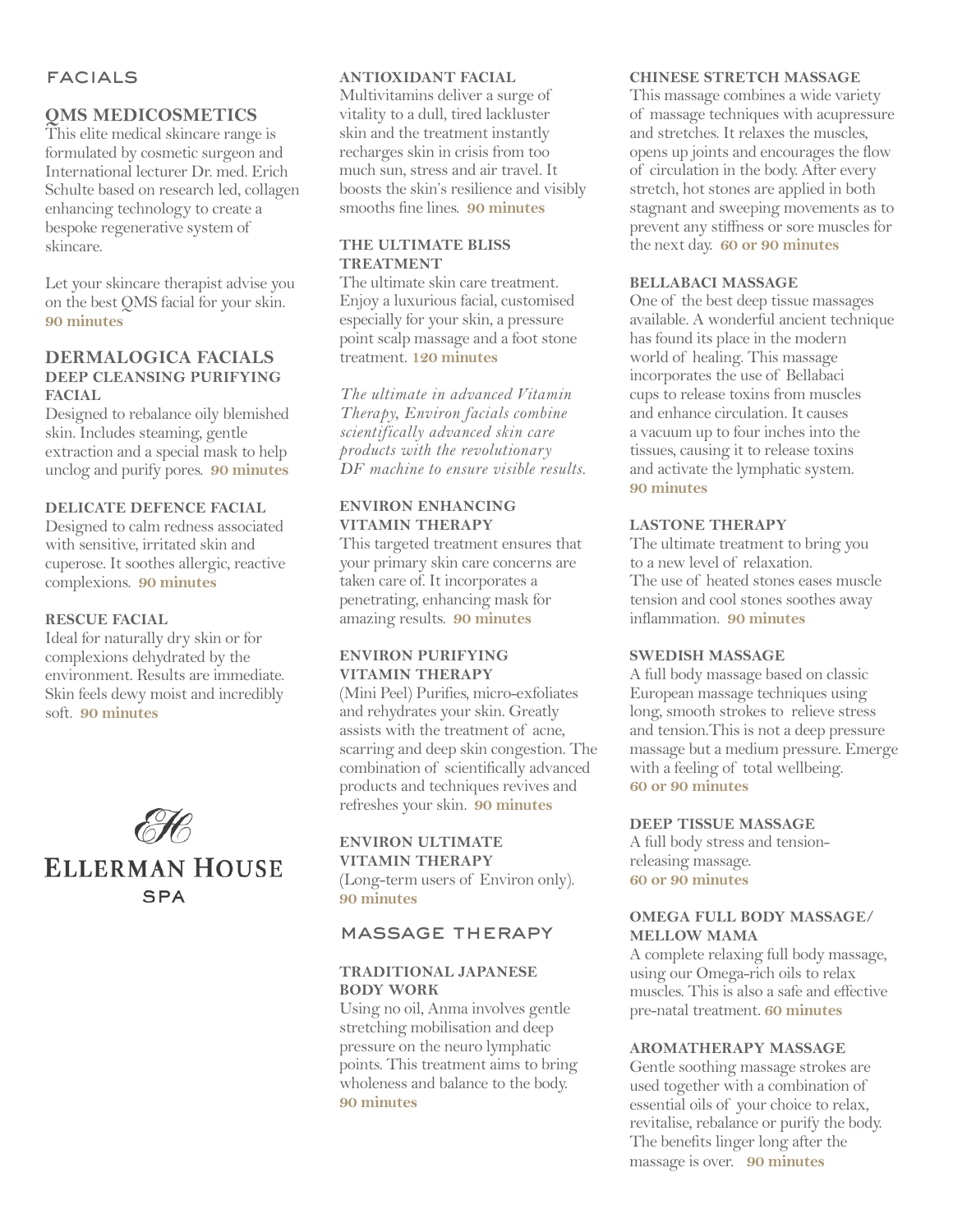## FACIALS

### QMS MEDICOSMETICS

This elite medical skincare range is formulated by cosmetic surgeon and International lecturer Dr. med. Erich Schulte based on research led, collagen enhancing technology to create a bespoke regenerative system of skincare.

Let your skincare therapist advise you on the best QMS facial for your skin. **90 minutes**

### DERMALOGICA FACIALS

#### DEEP CLEANSING PURIFYING FACIAL

Designed to rebalance oily blemished skin. Includes steaming, gentle extraction and a special mask to help unclog and purify pores. **90 minutes**

#### DELICATE DEFENCE FACIAL

Designed to calm redness associated with sensitive, irritated skin and cuperose. It soothes allergic, reactive complexions. **90 minutes**

#### RESCUE FACIAL

Ideal for naturally dry skin or for complexions dehydrated by the environment. Results are immediate. Skin feels dewy moist and incredibly soft. **90 minutes**

ELLERMAN HOUSE SPA

#### ANTIOXIDANT FACIAL

Multivitamins deliver a surge of vitality to a dull, tired lackluster skin and the treatment instantly recharges skin in crisis from too much sun, stress and air travel. It boosts the skin's resilience and visibly smooths fine lines. **90 minutes**

#### THE ULTIMATE BLISS TREATMENT

The ultimate skin care treatment. Enjoy a luxurious facial, customised especially for your skin, a pressure point scalp massage and a foot stone treatment. **120 minutes**

*The ultimate in advanced Vitamin Therapy, Environ facials combine scientifically advanced skin care products with the revolutionary DF machine to ensure visible results.*

#### ENVIRON ENHANCING VITAMIN THERAPY

This targeted treatment ensures that your primary skin care concerns are taken care of. It incorporates a penetrating, enhancing mask for amazing results. **90 minutes**

#### ENVIRON PURIFYING VITAMIN THERAPY

(Mini Peel) Purifies, micro-exfoliates and rehydrates your skin. Greatly assists with the treatment of acne, scarring and deep skin congestion. The combination of scientifically advanced products and techniques revives and refreshes your skin. **90 minutes**

#### ENVIRON ULTIMATE VITAMIN THERAPY

(Long-term users of Environ only). **90 minutes**

## MASSAGE THERAPY

#### TRADITIONAL JAPANESE BODY WORK

Using no oil, Anma involves gentle stretching mobilisation and deep pressure on the neuro lymphatic points. This treatment aims to bring wholeness and balance to the body. **90 minutes**

#### CHINESE STRETCH MASSAGE

This massage combines a wide variety of massage techniques with acupressure and stretches. It relaxes the muscles, opens up joints and encourages the flow of circulation in the body. After every stretch, hot stones are applied in both stagnant and sweeping movements as to prevent any stiffness or sore muscles for the next day. **60 or 90 minutes**

#### BELLABACI MASSAGE

One of the best deep tissue massages available. A wonderful ancient technique has found its place in the modern world of healing. This massage incorporates the use of Bellabaci cups to release toxins from muscles and enhance circulation. It causes a vacuum up to four inches into the tissues, causing it to release toxins and activate the lymphatic system. **90 minutes**

#### LASTONE THERAPY

The ultimate treatment to bring you to a new level of relaxation. The use of heated stones eases muscle tension and cool stones soothes away inflammation. **90 minutes**

#### SWEDISH MASSAGE

A full body massage based on classic European massage techniques using long, smooth strokes to relieve stress and tension.This is not a deep pressure massage but a medium pressure. Emerge with a feeling of total wellbeing. **60 or 90 minutes**

#### DEEP TISSUE MASSAGE

A full body stress and tension-releasing massage. **60 or 90 minutes**

#### OMEGA FULL BODY MASSAGE/ MELLOW MAMA

A complete relaxing full body massage, using our Omega-rich oils to relax muscles. This is also a safe and effective pre-natal treatment. **60 minutes**

#### AROMATHERAPY MASSAGE

Gentle soothing massage strokes are used together with a combination of essential oils of your choice to relax, revitalise, rebalance or purify the body. The benefits linger long after the massage is over. **90 minutes**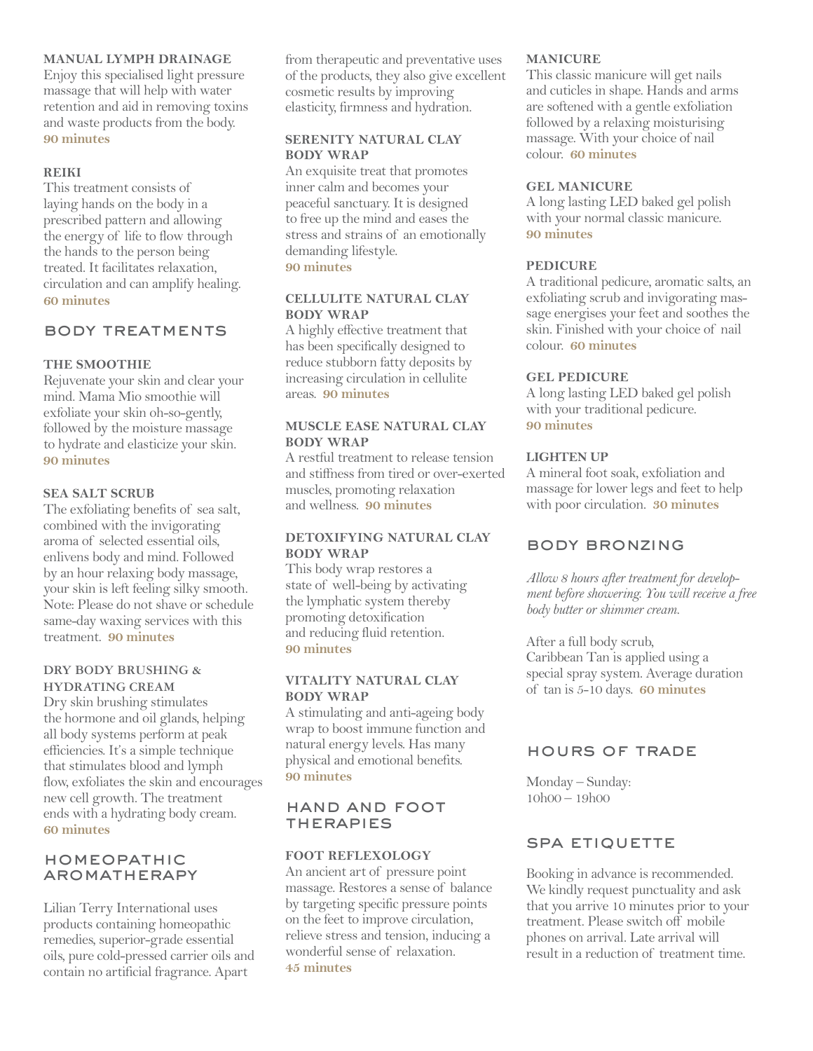**MANUAL LYMPH DRAINAGE**
Enjoy this specialised light pressure massage that will help with water retention and aid in removing toxins and waste products from the body.
**90 minutes**

**REIKI**
This treatment consists of laying hands on the body in a prescribed pattern and allowing the energy of life to flow through the hands to the person being treated. It facilitates relaxation, circulation and can amplify healing.
**60 minutes**

## BODY TREATMENTS

**THE SMOOTHIE**
Rejuvenate your skin and clear your mind. Mama Mio smoothie will exfoliate your skin oh-so-gently, followed by the moisture massage to hydrate and elasticize your skin.
**90 minutes**

**SEA SALT SCRUB**
The exfoliating benefits of sea salt, combined with the invigorating aroma of selected essential oils, enlivens body and mind. Followed by an hour relaxing body massage, your skin is left feeling silky smooth. Note: Please do not shave or schedule same-day waxing services with this treatment. **90 minutes**

**DRY BODY BRUSHING & HYDRATING CREAM**
Dry skin brushing stimulates the hormone and oil glands, helping all body systems perform at peak efficiencies. It's a simple technique that stimulates blood and lymph flow, exfoliates the skin and encourages new cell growth. The treatment ends with a hydrating body cream.
**60 minutes**

## HOMEOPATHIC AROMATHERAPY

Lilian Terry International uses products containing homeopathic remedies, superior-grade essential oils, pure cold-pressed carrier oils and contain no artificial fragrance. Apart from therapeutic and preventative uses of the products, they also give excellent cosmetic results by improving elasticity, firmness and hydration.

**SERENITY NATURAL CLAY BODY WRAP**
An exquisite treat that promotes inner calm and becomes your peaceful sanctuary. It is designed to free up the mind and eases the stress and strains of an emotionally demanding lifestyle.
**90 minutes**

**CELLULITE NATURAL CLAY BODY WRAP**
A highly effective treatment that has been specifically designed to reduce stubborn fatty deposits by increasing circulation in cellulite areas. **90 minutes**

**MUSCLE EASE NATURAL CLAY BODY WRAP**
A restful treatment to release tension and stiffness from tired or over-exerted muscles, promoting relaxation and wellness. **90 minutes**

**DETOXIFYING NATURAL CLAY BODY WRAP**
This body wrap restores a state of well-being by activating the lymphatic system thereby promoting detoxification and reducing fluid retention.
**90 minutes**

**VITALITY NATURAL CLAY BODY WRAP**
A stimulating and anti-ageing body wrap to boost immune function and natural energy levels. Has many physical and emotional benefits.
**90 minutes**

## HAND AND FOOT THERAPIES

**FOOT REFLEXOLOGY**
An ancient art of pressure point massage. Restores a sense of balance by targeting specific pressure points on the feet to improve circulation, relieve stress and tension, inducing a wonderful sense of relaxation.
**45 minutes**

**MANICURE**
This classic manicure will get nails and cuticles in shape. Hands and arms are softened with a gentle exfoliation followed by a relaxing moisturising massage. With your choice of nail colour. **60 minutes**

**GEL MANICURE**
A long lasting LED baked gel polish with your normal classic manicure.
**90 minutes**

**PEDICURE**
A traditional pedicure, aromatic salts, an exfoliating scrub and invigorating massage energises your feet and soothes the skin. Finished with your choice of nail colour. **60 minutes**

**GEL PEDICURE**
A long lasting LED baked gel polish with your traditional pedicure.
**90 minutes**

**LIGHTEN UP**
A mineral foot soak, exfoliation and massage for lower legs and feet to help with poor circulation. **30 minutes**

## BODY BRONZING

*Allow 8 hours after treatment for development before showering. You will receive a free body butter or shimmer cream.*

After a full body scrub, Caribbean Tan is applied using a special spray system. Average duration of tan is 5-10 days. **60 minutes**

## HOURS OF TRADE

Monday – Sunday:
10h00 – 19h00

## SPA ETIQUETTE

Booking in advance is recommended. We kindly request punctuality and ask that you arrive 10 minutes prior to your treatment. Please switch off mobile phones on arrival. Late arrival will result in a reduction of treatment time.